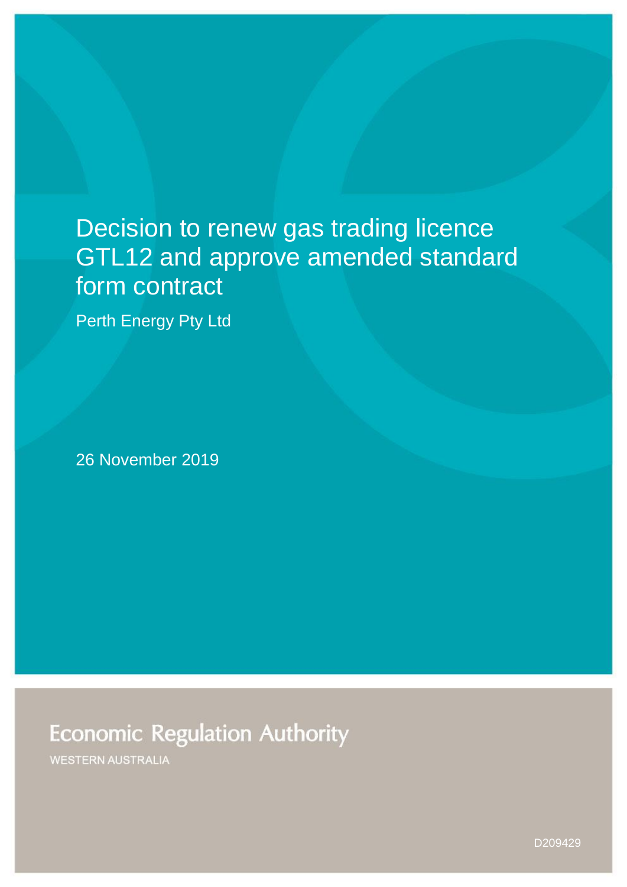# Decision to renew gas trading licence GTL12 and approve amended standard form contract

Perth Energy Pty Ltd

26 November 2019

Economic Regulation Authority

WESTERN AUSTRALIA

D209429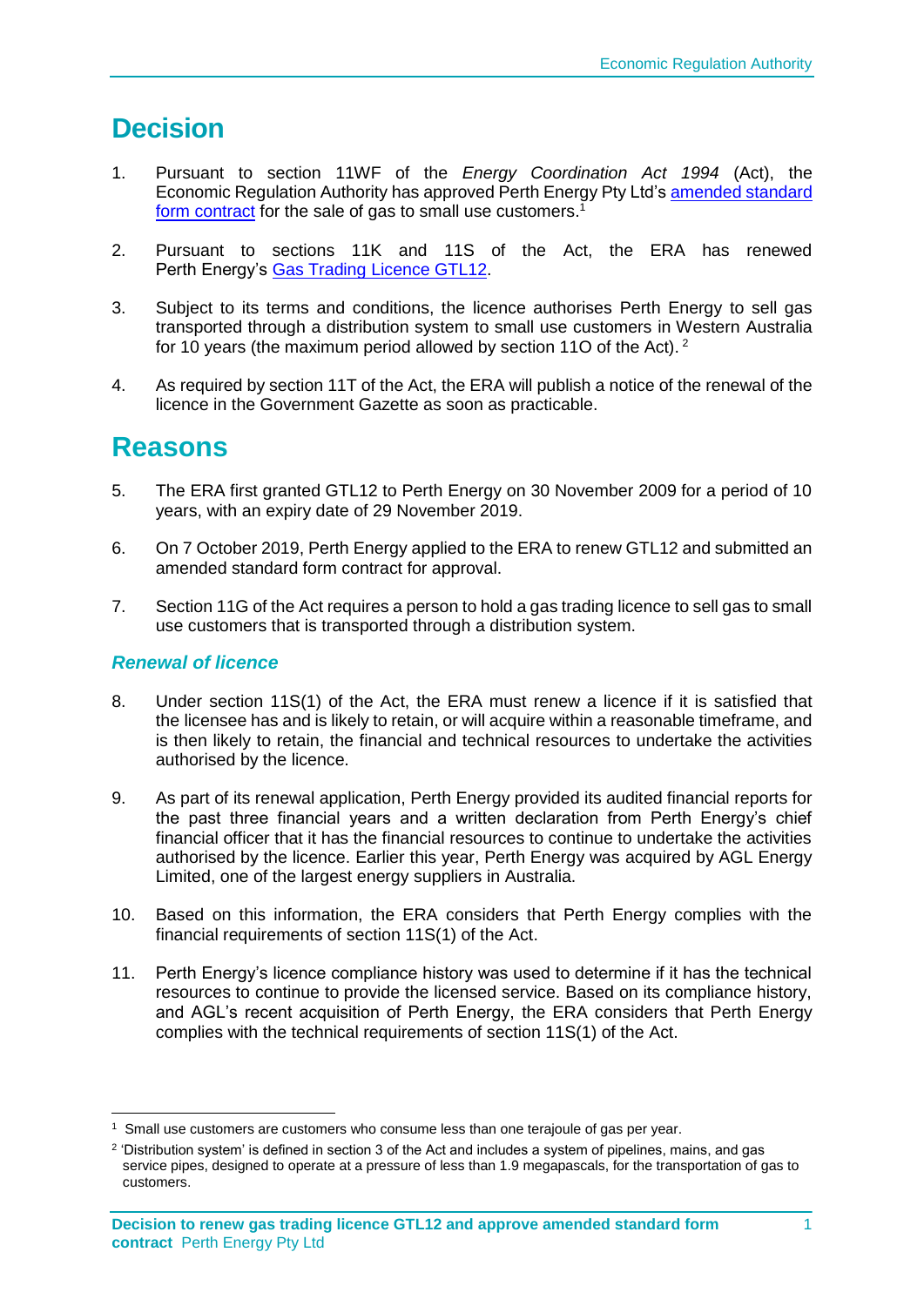# Decision

1. Pursuant to section 11WF of the *Energy Coordination Act 1994* (Act), the Economic Regulation Authority has approved Perth Energy Pty Ltd's amended standard form contract for the sale of gas to small use customers.[1]

2. Pursuant to sections 11K and 11S of the Act, the ERA has renewed Perth Energy's Gas Trading Licence GTL12.

3. Subject to its terms and conditions, the licence authorises Perth Energy to sell gas transported through a distribution system to small use customers in Western Australia for 10 years (the maximum period allowed by section 11O of the Act). [2]

4. As required by section 11T of the Act, the ERA will publish a notice of the renewal of the licence in the Government Gazette as soon as practicable.

# Reasons

5. The ERA first granted GTL12 to Perth Energy on 30 November 2009 for a period of 10 years, with an expiry date of 29 November 2019.

6. On 7 October 2019, Perth Energy applied to the ERA to renew GTL12 and submitted an amended standard form contract for approval.

7. Section 11G of the Act requires a person to hold a gas trading licence to sell gas to small use customers that is transported through a distribution system.

### *Renewal of licence*

8. Under section 11S(1) of the Act, the ERA must renew a licence if it is satisfied that the licensee has and is likely to retain, or will acquire within a reasonable timeframe, and is then likely to retain, the financial and technical resources to undertake the activities authorised by the licence.

9. As part of its renewal application, Perth Energy provided its audited financial reports for the past three financial years and a written declaration from Perth Energy's chief financial officer that it has the financial resources to continue to undertake the activities authorised by the licence. Earlier this year, Perth Energy was acquired by AGL Energy Limited, one of the largest energy suppliers in Australia.

10. Based on this information, the ERA considers that Perth Energy complies with the financial requirements of section 11S(1) of the Act.

11. Perth Energy's licence compliance history was used to determine if it has the technical resources to continue to provide the licensed service. Based on its compliance history, and AGL's recent acquisition of Perth Energy, the ERA considers that Perth Energy complies with the technical requirements of section 11S(1) of the Act.

---

[1] Small use customers are customers who consume less than one terajoule of gas per year.

[2] 'Distribution system' is defined in section 3 of the Act and includes a system of pipelines, mains, and gas service pipes, designed to operate at a pressure of less than 1.9 megapascals, for the transportation of gas to customers.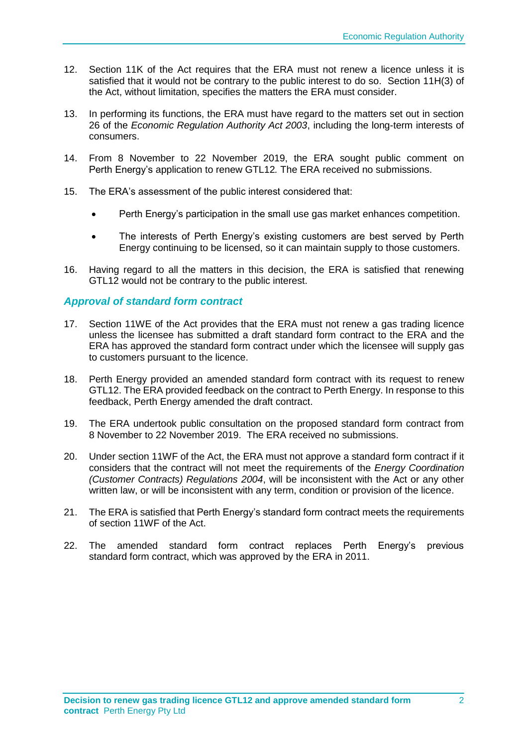12. Section 11K of the Act requires that the ERA must not renew a licence unless it is satisfied that it would not be contrary to the public interest to do so. Section 11H(3) of the Act, without limitation, specifies the matters the ERA must consider.

13. In performing its functions, the ERA must have regard to the matters set out in section 26 of the *Economic Regulation Authority Act 2003*, including the long-term interests of consumers.

14. From 8 November to 22 November 2019, the ERA sought public comment on Perth Energy's application to renew GTL12. The ERA received no submissions.

15. The ERA's assessment of the public interest considered that:

    - Perth Energy's participation in the small use gas market enhances competition.
    - The interests of Perth Energy's existing customers are best served by Perth Energy continuing to be licensed, so it can maintain supply to those customers.

16. Having regard to all the matters in this decision, the ERA is satisfied that renewing GTL12 would not be contrary to the public interest.

### *Approval of standard form contract*

17. Section 11WE of the Act provides that the ERA must not renew a gas trading licence unless the licensee has submitted a draft standard form contract to the ERA and the ERA has approved the standard form contract under which the licensee will supply gas to customers pursuant to the licence.

18. Perth Energy provided an amended standard form contract with its request to renew GTL12. The ERA provided feedback on the contract to Perth Energy. In response to this feedback, Perth Energy amended the draft contract.

19. The ERA undertook public consultation on the proposed standard form contract from 8 November to 22 November 2019. The ERA received no submissions.

20. Under section 11WF of the Act, the ERA must not approve a standard form contract if it considers that the contract will not meet the requirements of the *Energy Coordination (Customer Contracts) Regulations 2004*, will be inconsistent with the Act or any other written law, or will be inconsistent with any term, condition or provision of the licence.

21. The ERA is satisfied that Perth Energy's standard form contract meets the requirements of section 11WF of the Act.

22. The amended standard form contract replaces Perth Energy's previous standard form contract, which was approved by the ERA in 2011.